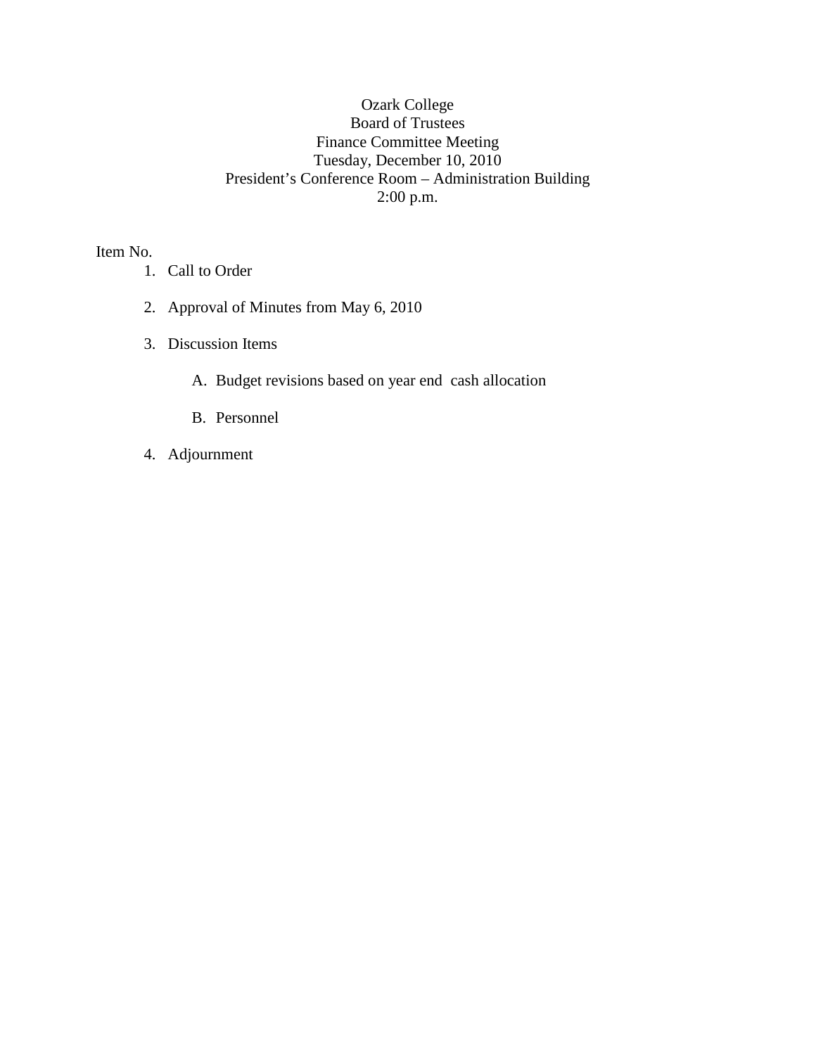Ozark College
Board of Trustees
Finance Committee Meeting
Tuesday, December 10, 2010
President's Conference Room – Administration Building
2:00 p.m.

Item No.

1. Call to Order

2. Approval of Minutes from May 6, 2010

3. Discussion Items

   A. Budget revisions based on year end cash allocation

   B. Personnel

4. Adjournment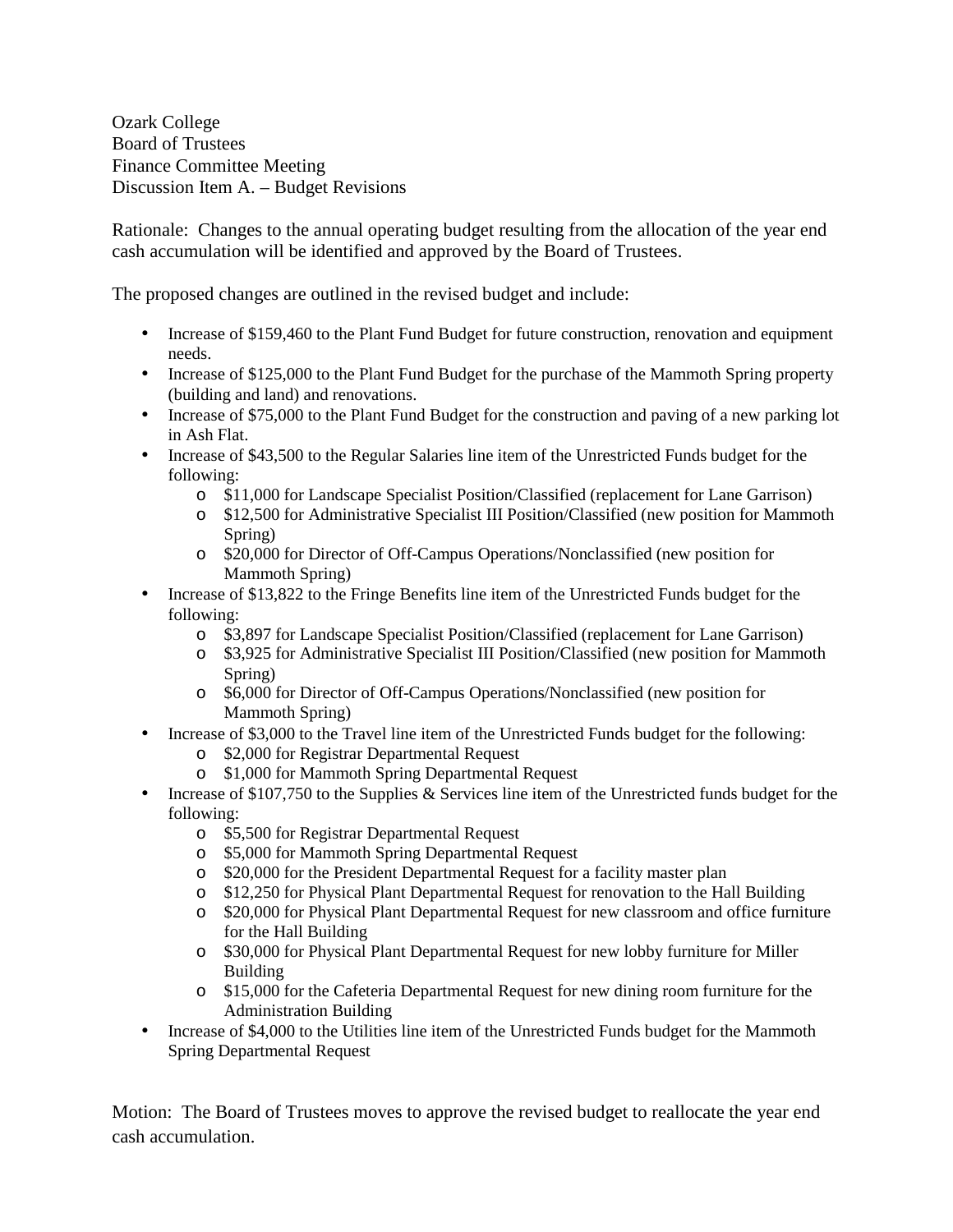Ozark College
Board of Trustees
Finance Committee Meeting
Discussion Item A. – Budget Revisions

Rationale: Changes to the annual operating budget resulting from the allocation of the year end cash accumulation will be identified and approved by the Board of Trustees.

The proposed changes are outlined in the revised budget and include:

- Increase of $159,460 to the Plant Fund Budget for future construction, renovation and equipment needs.
- Increase of $125,000 to the Plant Fund Budget for the purchase of the Mammoth Spring property (building and land) and renovations.
- Increase of $75,000 to the Plant Fund Budget for the construction and paving of a new parking lot in Ash Flat.
- Increase of $43,500 to the Regular Salaries line item of the Unrestricted Funds budget for the following:
  - $11,000 for Landscape Specialist Position/Classified (replacement for Lane Garrison)
  - $12,500 for Administrative Specialist III Position/Classified (new position for Mammoth Spring)
  - $20,000 for Director of Off-Campus Operations/Nonclassified (new position for Mammoth Spring)
- Increase of $13,822 to the Fringe Benefits line item of the Unrestricted Funds budget for the following:
  - $3,897 for Landscape Specialist Position/Classified (replacement for Lane Garrison)
  - $3,925 for Administrative Specialist III Position/Classified (new position for Mammoth Spring)
  - $6,000 for Director of Off-Campus Operations/Nonclassified (new position for Mammoth Spring)
- Increase of $3,000 to the Travel line item of the Unrestricted Funds budget for the following:
  - $2,000 for Registrar Departmental Request
  - $1,000 for Mammoth Spring Departmental Request
- Increase of $107,750 to the Supplies & Services line item of the Unrestricted funds budget for the following:
  - $5,500 for Registrar Departmental Request
  - $5,000 for Mammoth Spring Departmental Request
  - $20,000 for the President Departmental Request for a facility master plan
  - $12,250 for Physical Plant Departmental Request for renovation to the Hall Building
  - $20,000 for Physical Plant Departmental Request for new classroom and office furniture for the Hall Building
  - $30,000 for Physical Plant Departmental Request for new lobby furniture for Miller Building
  - $15,000 for the Cafeteria Departmental Request for new dining room furniture for the Administration Building
- Increase of $4,000 to the Utilities line item of the Unrestricted Funds budget for the Mammoth Spring Departmental Request

Motion: The Board of Trustees moves to approve the revised budget to reallocate the year end cash accumulation.